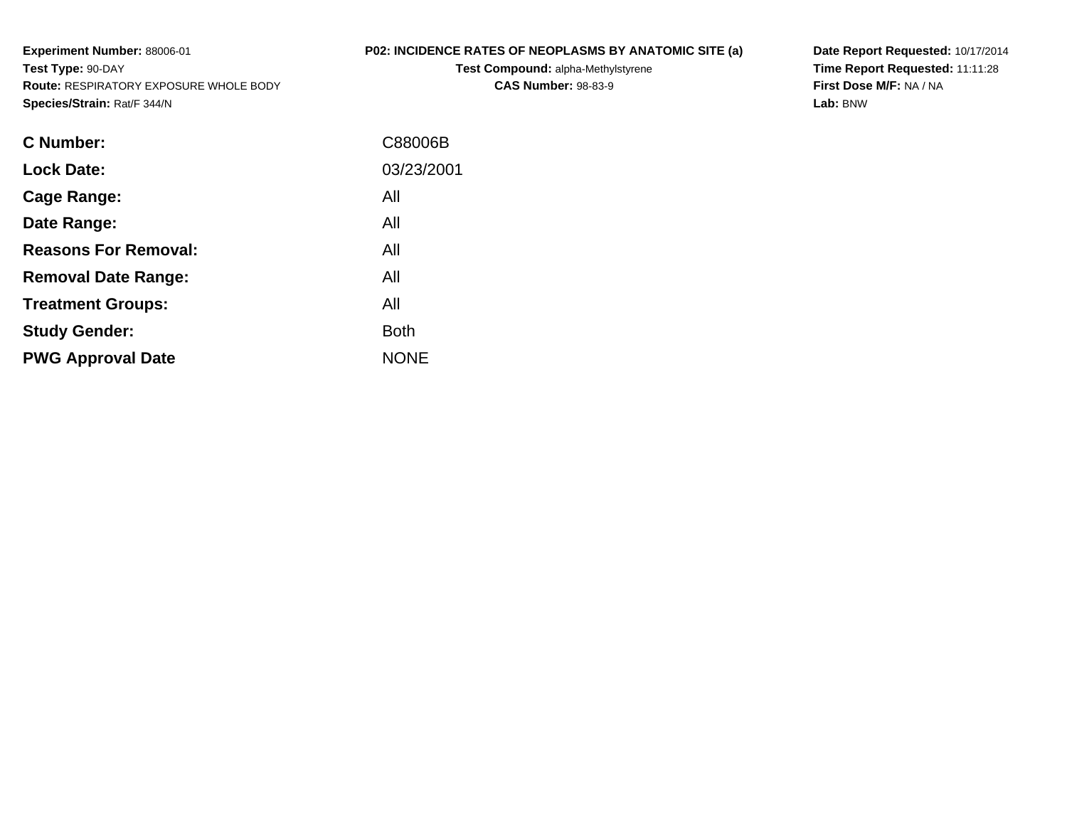**Experiment Number:** 88006-01
**Test Type:** 90-DAY
**Route:** RESPIRATORY EXPOSURE WHOLE BODY
**Species/Strain:** Rat/F 344/N

**P02: INCIDENCE RATES OF NEOPLASMS BY ANATOMIC SITE (a)**
**Test Compound:** alpha-Methylstyrene
**CAS Number:** 98-83-9

**Date Report Requested:** 10/17/2014
**Time Report Requested:** 11:11:28
**First Dose M/F:** NA / NA
**Lab:** BNW

| | |
|---|---|
| **C Number:** | C88006B |
| **Lock Date:** | 03/23/2001 |
| **Cage Range:** | All |
| **Date Range:** | All |
| **Reasons For Removal:** | All |
| **Removal Date Range:** | All |
| **Treatment Groups:** | All |
| **Study Gender:** | Both |
| **PWG Approval Date** | NONE |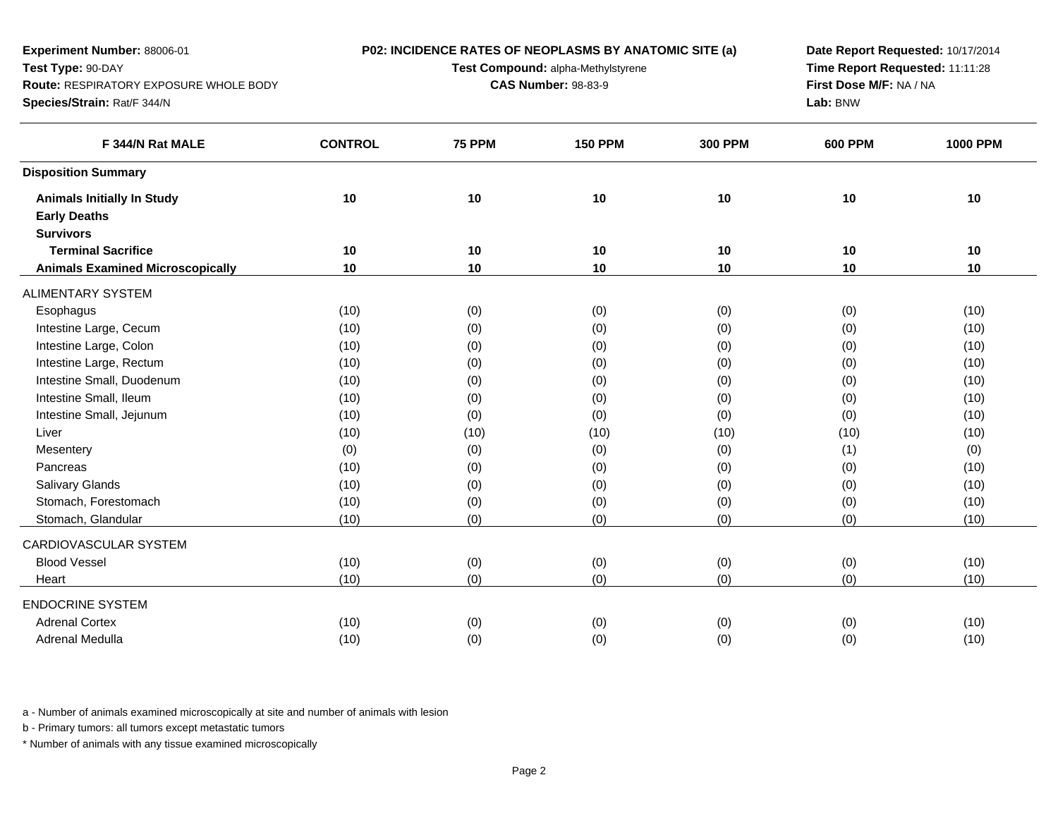**Experiment Number:** 88006-01
**Test Type:** 90-DAY
**Route:** RESPIRATORY EXPOSURE WHOLE BODY
**Species/Strain:** Rat/F 344/N

**P02: INCIDENCE RATES OF NEOPLASMS BY ANATOMIC SITE (a)**
**Test Compound:** alpha-Methylstyrene
**CAS Number:** 98-83-9

**Date Report Requested:** 10/17/2014
**Time Report Requested:** 11:11:28
**First Dose M/F:** NA / NA
**Lab:** BNW

| F 344/N Rat MALE | CONTROL | 75 PPM | 150 PPM | 300 PPM | 600 PPM | 1000 PPM |
|---|---|---|---|---|---|---|
| **Disposition Summary** | | | | | | |
| **Animals Initially In Study** | 10 | 10 | 10 | 10 | 10 | 10 |
| **Early Deaths** | | | | | | |
| **Survivors** | | | | | | |
| **Terminal Sacrifice** | 10 | 10 | 10 | 10 | 10 | 10 |
| **Animals Examined Microscopically** | 10 | 10 | 10 | 10 | 10 | 10 |
| ALIMENTARY SYSTEM | | | | | | |
| Esophagus | (10) | (0) | (0) | (0) | (0) | (10) |
| Intestine Large, Cecum | (10) | (0) | (0) | (0) | (0) | (10) |
| Intestine Large, Colon | (10) | (0) | (0) | (0) | (0) | (10) |
| Intestine Large, Rectum | (10) | (0) | (0) | (0) | (0) | (10) |
| Intestine Small, Duodenum | (10) | (0) | (0) | (0) | (0) | (10) |
| Intestine Small, Ileum | (10) | (0) | (0) | (0) | (0) | (10) |
| Intestine Small, Jejunum | (10) | (0) | (0) | (0) | (0) | (10) |
| Liver | (10) | (10) | (10) | (10) | (10) | (10) |
| Mesentery | (0) | (0) | (0) | (0) | (1) | (0) |
| Pancreas | (10) | (0) | (0) | (0) | (0) | (10) |
| Salivary Glands | (10) | (0) | (0) | (0) | (0) | (10) |
| Stomach, Forestomach | (10) | (0) | (0) | (0) | (0) | (10) |
| Stomach, Glandular | (10) | (0) | (0) | (0) | (0) | (10) |
| CARDIOVASCULAR SYSTEM | | | | | | |
| Blood Vessel | (10) | (0) | (0) | (0) | (0) | (10) |
| Heart | (10) | (0) | (0) | (0) | (0) | (10) |
| ENDOCRINE SYSTEM | | | | | | |
| Adrenal Cortex | (10) | (0) | (0) | (0) | (0) | (10) |
| Adrenal Medulla | (10) | (0) | (0) | (0) | (0) | (10) |

a - Number of animals examined microscopically at site and number of animals with lesion

b - Primary tumors: all tumors except metastatic tumors

* Number of animals with any tissue examined microscopically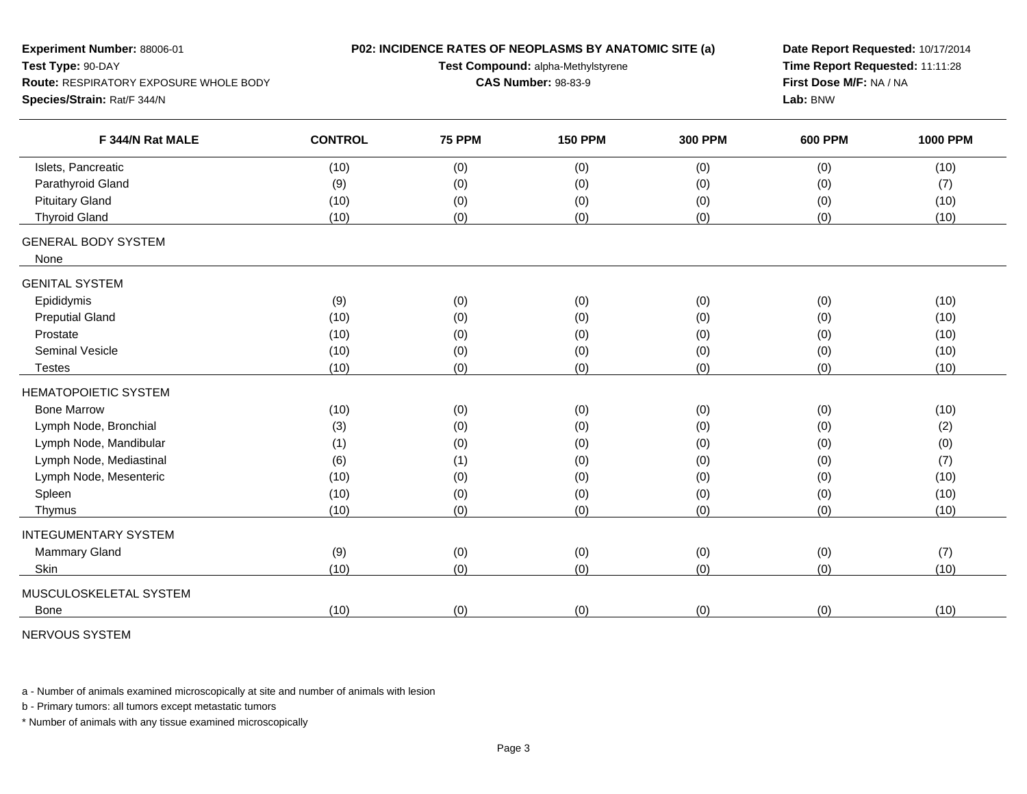**Experiment Number:** 88006-01
**Test Type:** 90-DAY
**Route:** RESPIRATORY EXPOSURE WHOLE BODY
**Species/Strain:** Rat/F 344/N

**P02: INCIDENCE RATES OF NEOPLASMS BY ANATOMIC SITE (a)**
**Test Compound:** alpha-Methylstyrene
**CAS Number:** 98-83-9

**Date Report Requested:** 10/17/2014
**Time Report Requested:** 11:11:28
**First Dose M/F:** NA / NA
**Lab:** BNW

| F 344/N Rat MALE | CONTROL | 75 PPM | 150 PPM | 300 PPM | 600 PPM | 1000 PPM |
|---|---|---|---|---|---|---|
| Islets, Pancreatic | (10) | (0) | (0) | (0) | (0) | (10) |
| Parathyroid Gland | (9) | (0) | (0) | (0) | (0) | (7) |
| Pituitary Gland | (10) | (0) | (0) | (0) | (0) | (10) |
| Thyroid Gland | (10) | (0) | (0) | (0) | (0) | (10) |
| GENERAL BODY SYSTEM | | | | | | |
| None | | | | | | |
| GENITAL SYSTEM | | | | | | |
| Epididymis | (9) | (0) | (0) | (0) | (0) | (10) |
| Preputial Gland | (10) | (0) | (0) | (0) | (0) | (10) |
| Prostate | (10) | (0) | (0) | (0) | (0) | (10) |
| Seminal Vesicle | (10) | (0) | (0) | (0) | (0) | (10) |
| Testes | (10) | (0) | (0) | (0) | (0) | (10) |
| HEMATOPOIETIC SYSTEM | | | | | | |
| Bone Marrow | (10) | (0) | (0) | (0) | (0) | (10) |
| Lymph Node, Bronchial | (3) | (0) | (0) | (0) | (0) | (2) |
| Lymph Node, Mandibular | (1) | (0) | (0) | (0) | (0) | (0) |
| Lymph Node, Mediastinal | (6) | (1) | (0) | (0) | (0) | (7) |
| Lymph Node, Mesenteric | (10) | (0) | (0) | (0) | (0) | (10) |
| Spleen | (10) | (0) | (0) | (0) | (0) | (10) |
| Thymus | (10) | (0) | (0) | (0) | (0) | (10) |
| INTEGUMENTARY SYSTEM | | | | | | |
| Mammary Gland | (9) | (0) | (0) | (0) | (0) | (7) |
| Skin | (10) | (0) | (0) | (0) | (0) | (10) |
| MUSCULOSKELETAL SYSTEM | | | | | | |
| Bone | (10) | (0) | (0) | (0) | (0) | (10) |
| NERVOUS SYSTEM | | | | | | |

a - Number of animals examined microscopically at site and number of animals with lesion

b - Primary tumors: all tumors except metastatic tumors

* Number of animals with any tissue examined microscopically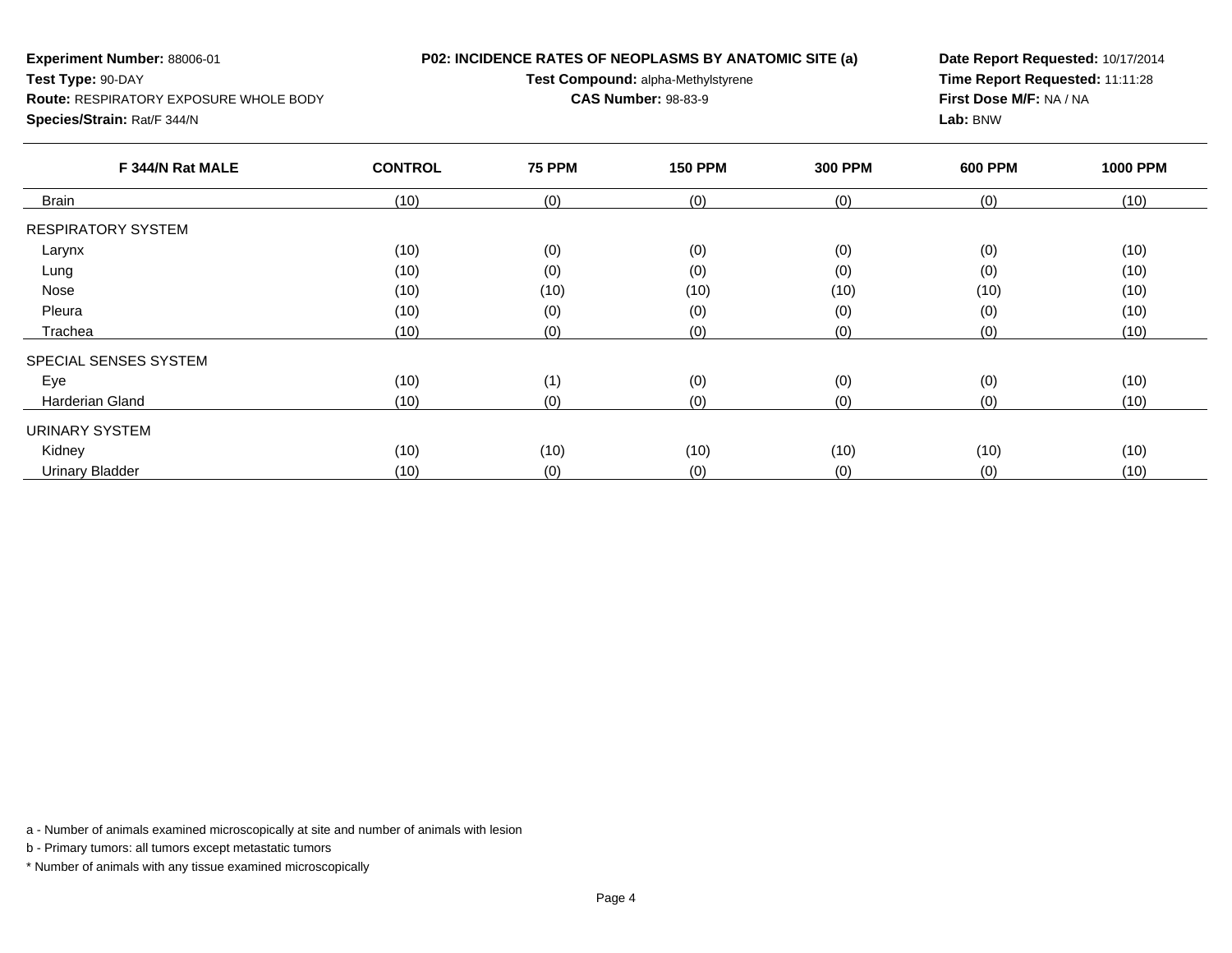**Experiment Number:** 88006-01
**Test Type:** 90-DAY
**Route:** RESPIRATORY EXPOSURE WHOLE BODY
**Species/Strain:** Rat/F 344/N

**P02: INCIDENCE RATES OF NEOPLASMS BY ANATOMIC SITE (a)**
**Test Compound:** alpha-Methylstyrene
**CAS Number:** 98-83-9

**Date Report Requested:** 10/17/2014
**Time Report Requested:** 11:11:28
**First Dose M/F:** NA / NA
**Lab:** BNW

| F 344/N Rat MALE | CONTROL | 75 PPM | 150 PPM | 300 PPM | 600 PPM | 1000 PPM |
|---|---|---|---|---|---|---|
| Brain | (10) | (0) | (0) | (0) | (0) | (10) |
| RESPIRATORY SYSTEM | | | | | | |
| Larynx | (10) | (0) | (0) | (0) | (0) | (10) |
| Lung | (10) | (0) | (0) | (0) | (0) | (10) |
| Nose | (10) | (10) | (10) | (10) | (10) | (10) |
| Pleura | (10) | (0) | (0) | (0) | (0) | (10) |
| Trachea | (10) | (0) | (0) | (0) | (0) | (10) |
| SPECIAL SENSES SYSTEM | | | | | | |
| Eye | (10) | (1) | (0) | (0) | (0) | (10) |
| Harderian Gland | (10) | (0) | (0) | (0) | (0) | (10) |
| URINARY SYSTEM | | | | | | |
| Kidney | (10) | (10) | (10) | (10) | (10) | (10) |
| Urinary Bladder | (10) | (0) | (0) | (0) | (0) | (10) |

a - Number of animals examined microscopically at site and number of animals with lesion

b - Primary tumors: all tumors except metastatic tumors

* Number of animals with any tissue examined microscopically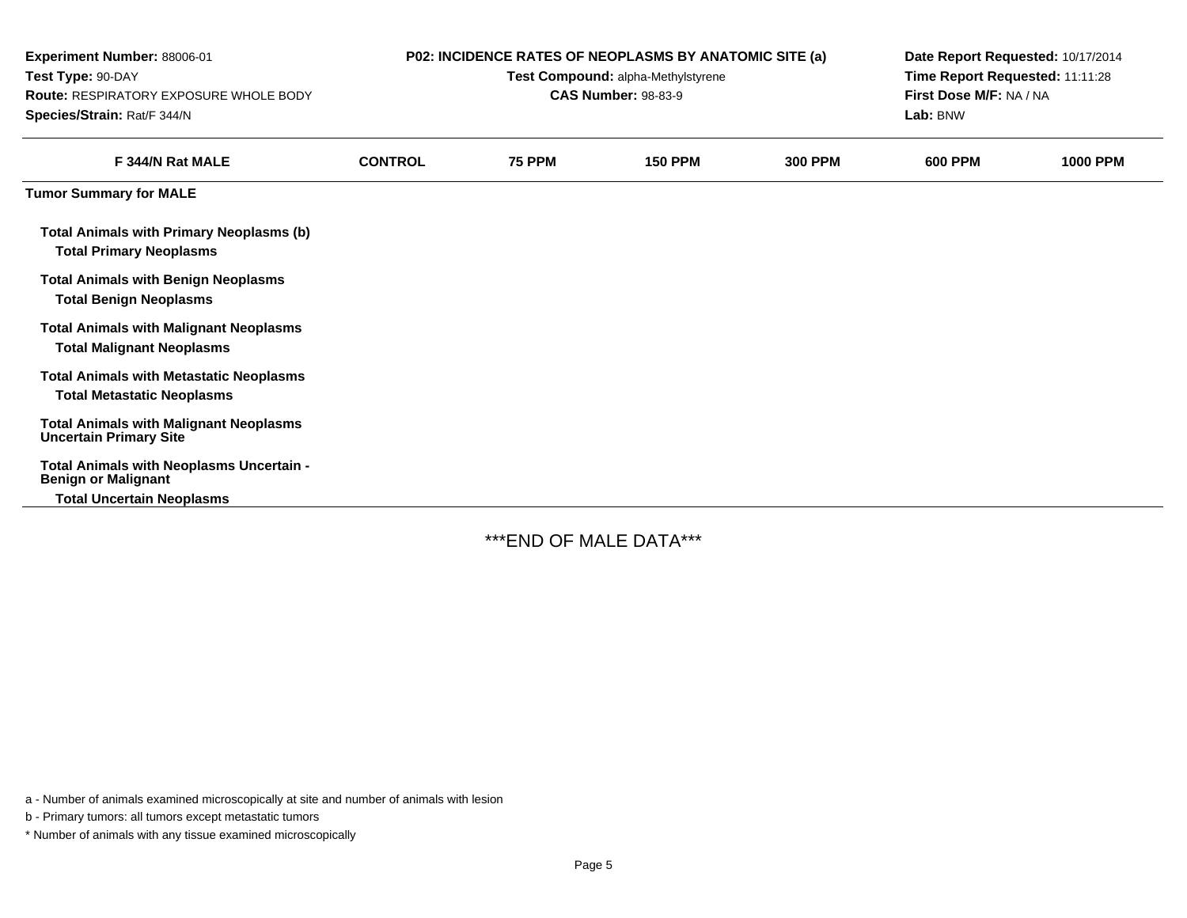**Experiment Number:** 88006-01
**Test Type:** 90-DAY
**Route:** RESPIRATORY EXPOSURE WHOLE BODY
**Species/Strain:** Rat/F 344/N

**P02: INCIDENCE RATES OF NEOPLASMS BY ANATOMIC SITE (a)**
**Test Compound:** alpha-Methylstyrene
**CAS Number:** 98-83-9

**Date Report Requested:** 10/17/2014
**Time Report Requested:** 11:11:28
**First Dose M/F:** NA / NA
**Lab:** BNW

| F 344/N Rat MALE | CONTROL | 75 PPM | 150 PPM | 300 PPM | 600 PPM | 1000 PPM |
|---|---|---|---|---|---|---|
| **Tumor Summary for MALE** | | | | | | |
| **Total Animals with Primary Neoplasms (b)** | | | | | | |
| **Total Primary Neoplasms** | | | | | | |
| **Total Animals with Benign Neoplasms** | | | | | | |
| **Total Benign Neoplasms** | | | | | | |
| **Total Animals with Malignant Neoplasms** | | | | | | |
| **Total Malignant Neoplasms** | | | | | | |
| **Total Animals with Metastatic Neoplasms** | | | | | | |
| **Total Metastatic Neoplasms** | | | | | | |
| **Total Animals with Malignant Neoplasms Uncertain Primary Site** | | | | | | |
| **Total Animals with Neoplasms Uncertain - Benign or Malignant** | | | | | | |
| **Total Uncertain Neoplasms** | | | | | | |

***END OF MALE DATA***

a - Number of animals examined microscopically at site and number of animals with lesion

b - Primary tumors: all tumors except metastatic tumors

* Number of animals with any tissue examined microscopically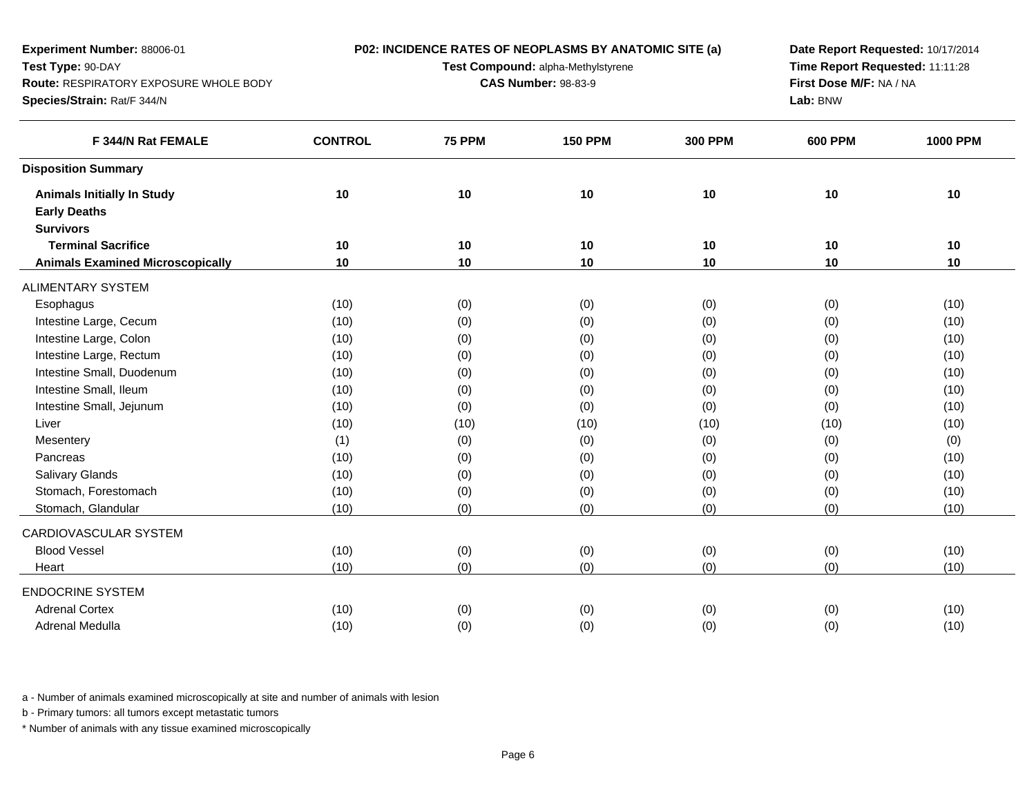**Experiment Number:** 88006-01
**Test Type:** 90-DAY
**Route:** RESPIRATORY EXPOSURE WHOLE BODY
**Species/Strain:** Rat/F 344/N

**P02: INCIDENCE RATES OF NEOPLASMS BY ANATOMIC SITE (a)**
**Test Compound:** alpha-Methylstyrene
**CAS Number:** 98-83-9

**Date Report Requested:** 10/17/2014
**Time Report Requested:** 11:11:28
**First Dose M/F:** NA / NA
**Lab:** BNW

| F 344/N Rat FEMALE | CONTROL | 75 PPM | 150 PPM | 300 PPM | 600 PPM | 1000 PPM |
|---|---|---|---|---|---|---|
| **Disposition Summary** | | | | | | |
| **Animals Initially In Study** | **10** | **10** | **10** | **10** | **10** | **10** |
| **Early Deaths** | | | | | | |
| **Survivors** | | | | | | |
| **Terminal Sacrifice** | **10** | **10** | **10** | **10** | **10** | **10** |
| **Animals Examined Microscopically** | **10** | **10** | **10** | **10** | **10** | **10** |
| ALIMENTARY SYSTEM | | | | | | |
| Esophagus | (10) | (0) | (0) | (0) | (0) | (10) |
| Intestine Large, Cecum | (10) | (0) | (0) | (0) | (0) | (10) |
| Intestine Large, Colon | (10) | (0) | (0) | (0) | (0) | (10) |
| Intestine Large, Rectum | (10) | (0) | (0) | (0) | (0) | (10) |
| Intestine Small, Duodenum | (10) | (0) | (0) | (0) | (0) | (10) |
| Intestine Small, Ileum | (10) | (0) | (0) | (0) | (0) | (10) |
| Intestine Small, Jejunum | (10) | (0) | (0) | (0) | (0) | (10) |
| Liver | (10) | (10) | (10) | (10) | (10) | (10) |
| Mesentery | (1) | (0) | (0) | (0) | (0) | (0) |
| Pancreas | (10) | (0) | (0) | (0) | (0) | (10) |
| Salivary Glands | (10) | (0) | (0) | (0) | (0) | (10) |
| Stomach, Forestomach | (10) | (0) | (0) | (0) | (0) | (10) |
| Stomach, Glandular | (10) | (0) | (0) | (0) | (0) | (10) |
| CARDIOVASCULAR SYSTEM | | | | | | |
| Blood Vessel | (10) | (0) | (0) | (0) | (0) | (10) |
| Heart | (10) | (0) | (0) | (0) | (0) | (10) |
| ENDOCRINE SYSTEM | | | | | | |
| Adrenal Cortex | (10) | (0) | (0) | (0) | (0) | (10) |
| Adrenal Medulla | (10) | (0) | (0) | (0) | (0) | (10) |

a - Number of animals examined microscopically at site and number of animals with lesion

b - Primary tumors: all tumors except metastatic tumors

* Number of animals with any tissue examined microscopically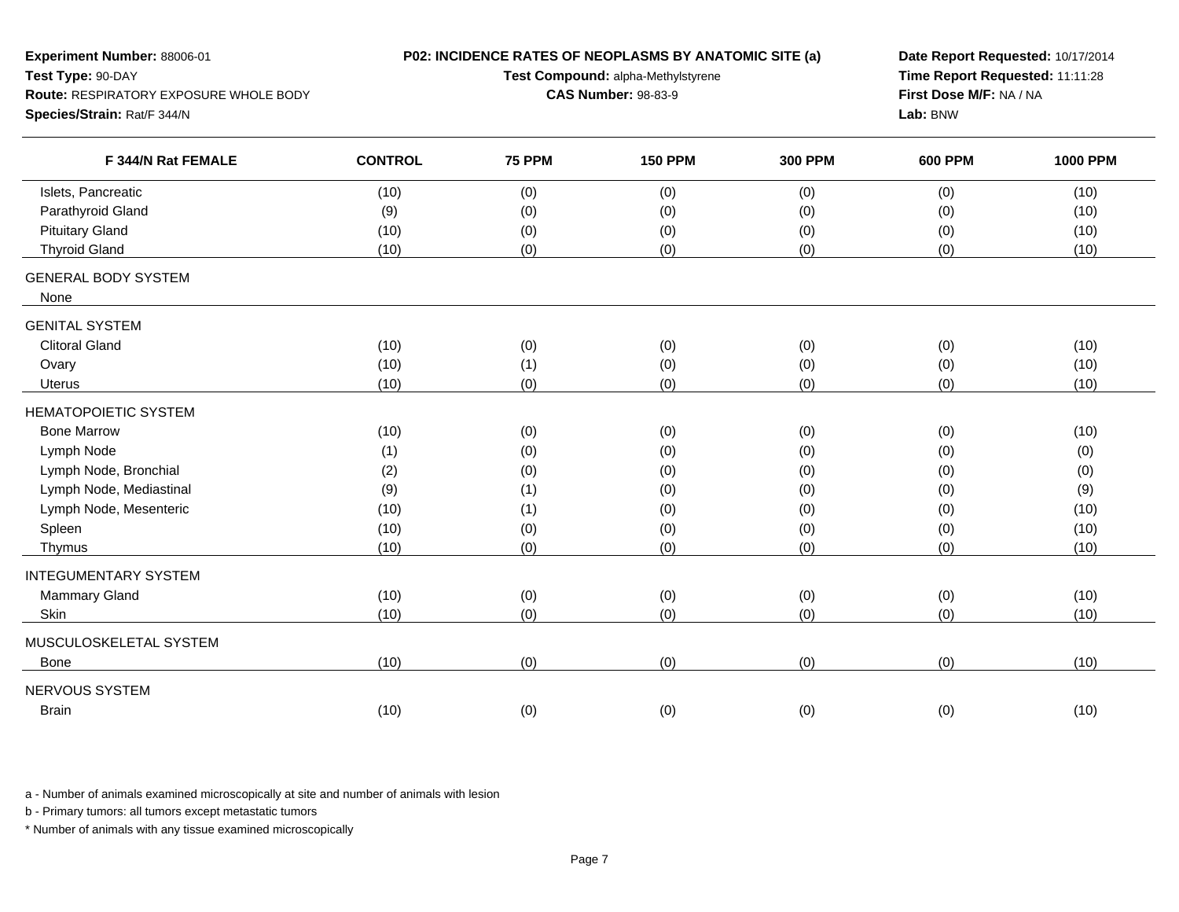**Experiment Number:** 88006-01
**Test Type:** 90-DAY
**Route:** RESPIRATORY EXPOSURE WHOLE BODY
**Species/Strain:** Rat/F 344/N

**P02: INCIDENCE RATES OF NEOPLASMS BY ANATOMIC SITE (a)**
**Test Compound:** alpha-Methylstyrene
**CAS Number:** 98-83-9

**Date Report Requested:** 10/17/2014
**Time Report Requested:** 11:11:28
**First Dose M/F:** NA / NA
**Lab:** BNW

| F 344/N Rat FEMALE | CONTROL | 75 PPM | 150 PPM | 300 PPM | 600 PPM | 1000 PPM |
|---|---|---|---|---|---|---|
| Islets, Pancreatic | (10) | (0) | (0) | (0) | (0) | (10) |
| Parathyroid Gland | (9) | (0) | (0) | (0) | (0) | (10) |
| Pituitary Gland | (10) | (0) | (0) | (0) | (0) | (10) |
| Thyroid Gland | (10) | (0) | (0) | (0) | (0) | (10) |
| GENERAL BODY SYSTEM | | | | | | |
| None | | | | | | |
| GENITAL SYSTEM | | | | | | |
| Clitoral Gland | (10) | (0) | (0) | (0) | (0) | (10) |
| Ovary | (10) | (1) | (0) | (0) | (0) | (10) |
| Uterus | (10) | (0) | (0) | (0) | (0) | (10) |
| HEMATOPOIETIC SYSTEM | | | | | | |
| Bone Marrow | (10) | (0) | (0) | (0) | (0) | (10) |
| Lymph Node | (1) | (0) | (0) | (0) | (0) | (0) |
| Lymph Node, Bronchial | (2) | (0) | (0) | (0) | (0) | (0) |
| Lymph Node, Mediastinal | (9) | (1) | (0) | (0) | (0) | (9) |
| Lymph Node, Mesenteric | (10) | (1) | (0) | (0) | (0) | (10) |
| Spleen | (10) | (0) | (0) | (0) | (0) | (10) |
| Thymus | (10) | (0) | (0) | (0) | (0) | (10) |
| INTEGUMENTARY SYSTEM | | | | | | |
| Mammary Gland | (10) | (0) | (0) | (0) | (0) | (10) |
| Skin | (10) | (0) | (0) | (0) | (0) | (10) |
| MUSCULOSKELETAL SYSTEM | | | | | | |
| Bone | (10) | (0) | (0) | (0) | (0) | (10) |
| NERVOUS SYSTEM | | | | | | |
| Brain | (10) | (0) | (0) | (0) | (0) | (10) |

a - Number of animals examined microscopically at site and number of animals with lesion

b - Primary tumors: all tumors except metastatic tumors

* Number of animals with any tissue examined microscopically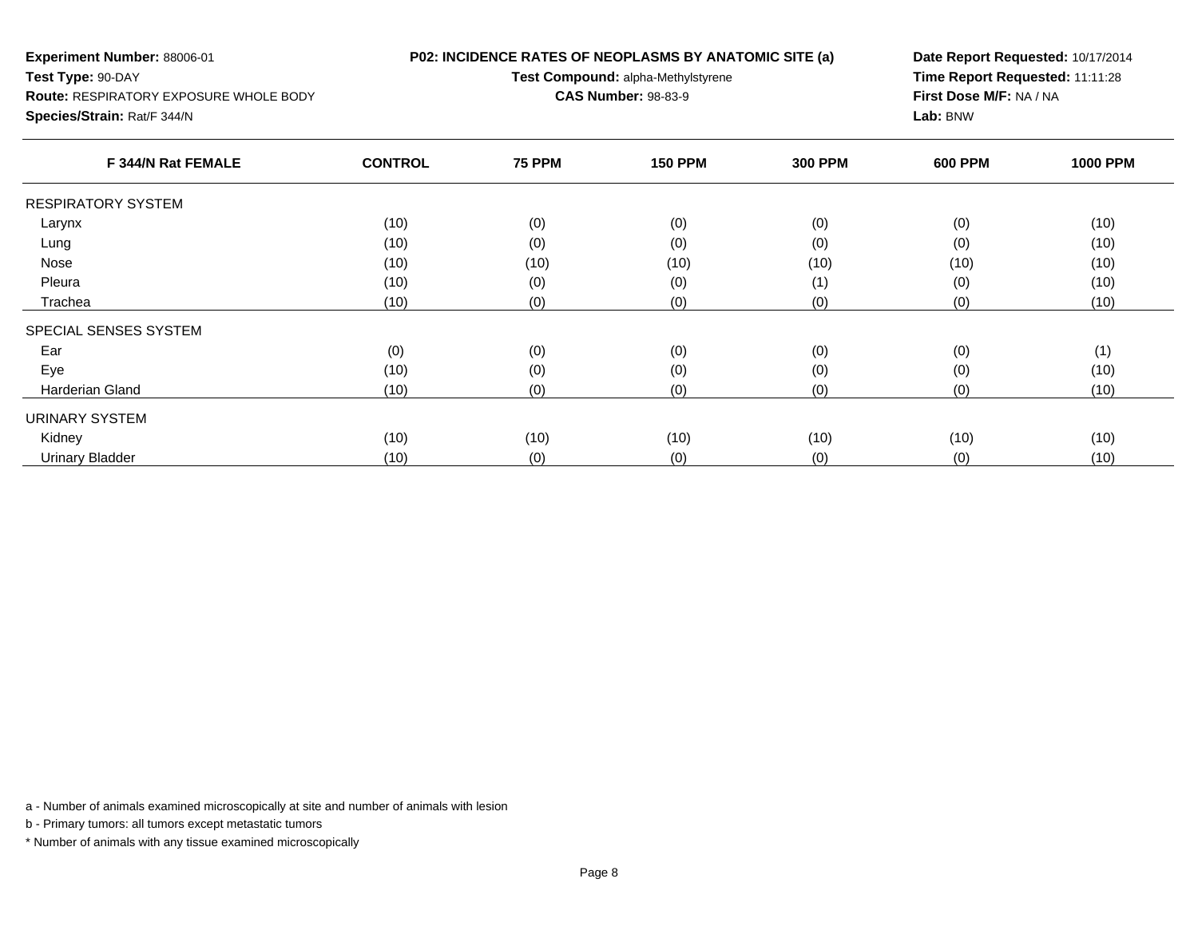**Experiment Number:** 88006-01
**Test Type:** 90-DAY
**Route:** RESPIRATORY EXPOSURE WHOLE BODY
**Species/Strain:** Rat/F 344/N

**P02: INCIDENCE RATES OF NEOPLASMS BY ANATOMIC SITE (a)**
**Test Compound:** alpha-Methylstyrene
**CAS Number:** 98-83-9

**Date Report Requested:** 10/17/2014
**Time Report Requested:** 11:11:28
**First Dose M/F:** NA / NA
**Lab:** BNW

| F 344/N Rat FEMALE | CONTROL | 75 PPM | 150 PPM | 300 PPM | 600 PPM | 1000 PPM |
|---|---|---|---|---|---|---|
| RESPIRATORY SYSTEM | | | | | | |
| Larynx | (10) | (0) | (0) | (0) | (0) | (10) |
| Lung | (10) | (0) | (0) | (0) | (0) | (10) |
| Nose | (10) | (10) | (10) | (10) | (10) | (10) |
| Pleura | (10) | (0) | (0) | (1) | (0) | (10) |
| Trachea | (10) | (0) | (0) | (0) | (0) | (10) |
| SPECIAL SENSES SYSTEM | | | | | | |
| Ear | (0) | (0) | (0) | (0) | (0) | (1) |
| Eye | (10) | (0) | (0) | (0) | (0) | (10) |
| Harderian Gland | (10) | (0) | (0) | (0) | (0) | (10) |
| URINARY SYSTEM | | | | | | |
| Kidney | (10) | (10) | (10) | (10) | (10) | (10) |
| Urinary Bladder | (10) | (0) | (0) | (0) | (0) | (10) |

a - Number of animals examined microscopically at site and number of animals with lesion

b - Primary tumors: all tumors except metastatic tumors

* Number of animals with any tissue examined microscopically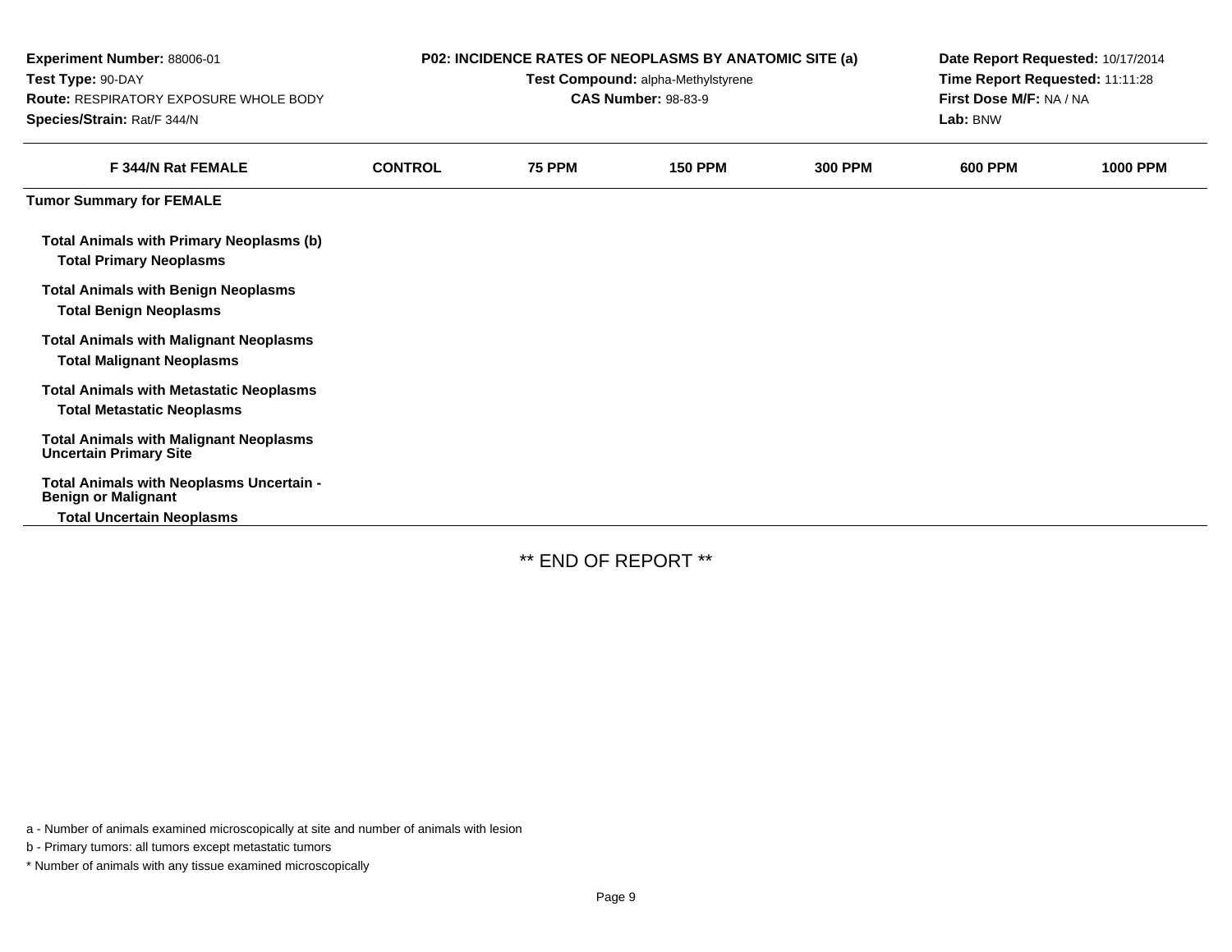**Experiment Number:** 88006-01
**Test Type:** 90-DAY
**Route:** RESPIRATORY EXPOSURE WHOLE BODY
**Species/Strain:** Rat/F 344/N

**P02: INCIDENCE RATES OF NEOPLASMS BY ANATOMIC SITE (a)**
**Test Compound:** alpha-Methylstyrene
**CAS Number:** 98-83-9

**Date Report Requested:** 10/17/2014
**Time Report Requested:** 11:11:28
**First Dose M/F:** NA / NA
**Lab:** BNW

| F 344/N Rat FEMALE | CONTROL | 75 PPM | 150 PPM | 300 PPM | 600 PPM | 1000 PPM |
|---|---|---|---|---|---|---|
| **Tumor Summary for FEMALE** | | | | | | |
| **Total Animals with Primary Neoplasms (b)** | | | | | | |
| **Total Primary Neoplasms** | | | | | | |
| **Total Animals with Benign Neoplasms** | | | | | | |
| **Total Benign Neoplasms** | | | | | | |
| **Total Animals with Malignant Neoplasms** | | | | | | |
| **Total Malignant Neoplasms** | | | | | | |
| **Total Animals with Metastatic Neoplasms** | | | | | | |
| **Total Metastatic Neoplasms** | | | | | | |
| **Total Animals with Malignant Neoplasms Uncertain Primary Site** | | | | | | |
| **Total Animals with Neoplasms Uncertain - Benign or Malignant** | | | | | | |
| **Total Uncertain Neoplasms** | | | | | | |

** END OF REPORT **

a - Number of animals examined microscopically at site and number of animals with lesion

b - Primary tumors: all tumors except metastatic tumors

* Number of animals with any tissue examined microscopically